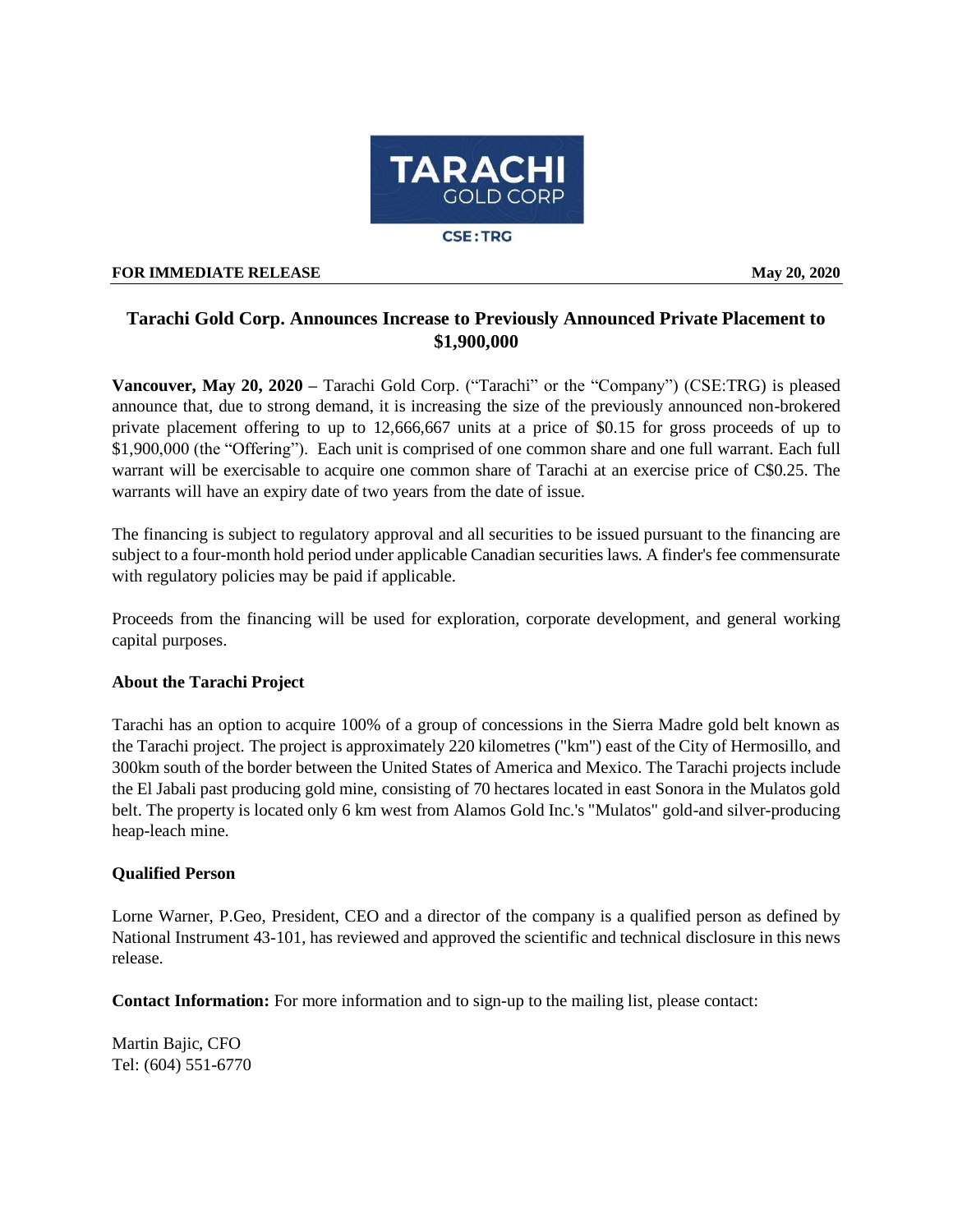TARACHI GOLD CORP

CSE:TRG

**FOR IMMEDIATE RELEASE** **May 20, 2020**

# Tarachi Gold Corp. Announces Increase to Previously Announced Private Placement to $1,900,000

**Vancouver, May 20, 2020 –** Tarachi Gold Corp. ("Tarachi" or the "Company") (CSE:TRG) is pleased announce that, due to strong demand, it is increasing the size of the previously announced non-brokered private placement offering to up to 12,666,667 units at a price of $0.15 for gross proceeds of up to $1,900,000 (the "Offering"). Each unit is comprised of one common share and one full warrant. Each full warrant will be exercisable to acquire one common share of Tarachi at an exercise price of C$0.25. The warrants will have an expiry date of two years from the date of issue.

The financing is subject to regulatory approval and all securities to be issued pursuant to the financing are subject to a four-month hold period under applicable Canadian securities laws. A finder's fee commensurate with regulatory policies may be paid if applicable.

Proceeds from the financing will be used for exploration, corporate development, and general working capital purposes.

**About the Tarachi Project**

Tarachi has an option to acquire 100% of a group of concessions in the Sierra Madre gold belt known as the Tarachi project. The project is approximately 220 kilometres ("km") east of the City of Hermosillo, and 300km south of the border between the United States of America and Mexico. The Tarachi projects include the El Jabali past producing gold mine, consisting of 70 hectares located in east Sonora in the Mulatos gold belt. The property is located only 6 km west from Alamos Gold Inc.'s "Mulatos" gold-and silver-producing heap-leach mine.

**Qualified Person**

Lorne Warner, P.Geo, President, CEO and a director of the company is a qualified person as defined by National Instrument 43-101, has reviewed and approved the scientific and technical disclosure in this news release.

**Contact Information:** For more information and to sign-up to the mailing list, please contact:

Martin Bajic, CFO
Tel: (604) 551-6770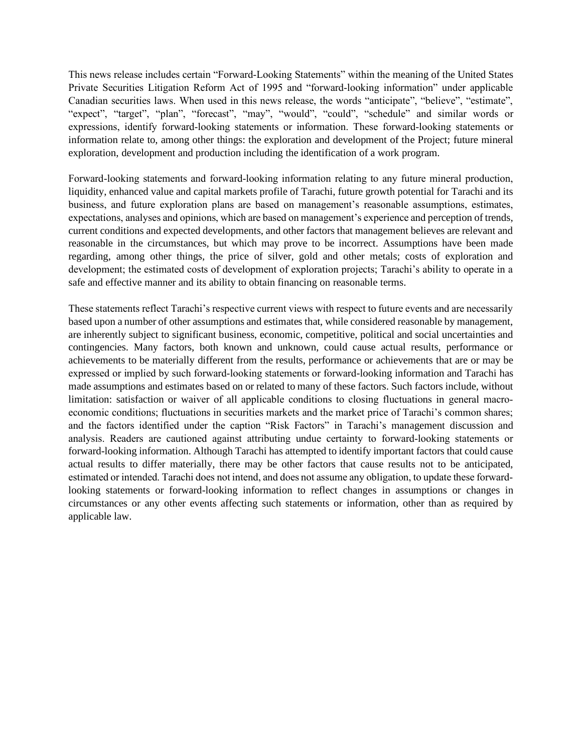This news release includes certain "Forward-Looking Statements" within the meaning of the United States Private Securities Litigation Reform Act of 1995 and "forward-looking information" under applicable Canadian securities laws. When used in this news release, the words "anticipate", "believe", "estimate", "expect", "target", "plan", "forecast", "may", "would", "could", "schedule" and similar words or expressions, identify forward-looking statements or information. These forward-looking statements or information relate to, among other things: the exploration and development of the Project; future mineral exploration, development and production including the identification of a work program.

Forward-looking statements and forward-looking information relating to any future mineral production, liquidity, enhanced value and capital markets profile of Tarachi, future growth potential for Tarachi and its business, and future exploration plans are based on management's reasonable assumptions, estimates, expectations, analyses and opinions, which are based on management's experience and perception of trends, current conditions and expected developments, and other factors that management believes are relevant and reasonable in the circumstances, but which may prove to be incorrect. Assumptions have been made regarding, among other things, the price of silver, gold and other metals; costs of exploration and development; the estimated costs of development of exploration projects; Tarachi's ability to operate in a safe and effective manner and its ability to obtain financing on reasonable terms.

These statements reflect Tarachi's respective current views with respect to future events and are necessarily based upon a number of other assumptions and estimates that, while considered reasonable by management, are inherently subject to significant business, economic, competitive, political and social uncertainties and contingencies. Many factors, both known and unknown, could cause actual results, performance or achievements to be materially different from the results, performance or achievements that are or may be expressed or implied by such forward-looking statements or forward-looking information and Tarachi has made assumptions and estimates based on or related to many of these factors. Such factors include, without limitation: satisfaction or waiver of all applicable conditions to closing fluctuations in general macro-economic conditions; fluctuations in securities markets and the market price of Tarachi's common shares; and the factors identified under the caption "Risk Factors" in Tarachi's management discussion and analysis. Readers are cautioned against attributing undue certainty to forward-looking statements or forward-looking information. Although Tarachi has attempted to identify important factors that could cause actual results to differ materially, there may be other factors that cause results not to be anticipated, estimated or intended. Tarachi does not intend, and does not assume any obligation, to update these forward-looking statements or forward-looking information to reflect changes in assumptions or changes in circumstances or any other events affecting such statements or information, other than as required by applicable law.